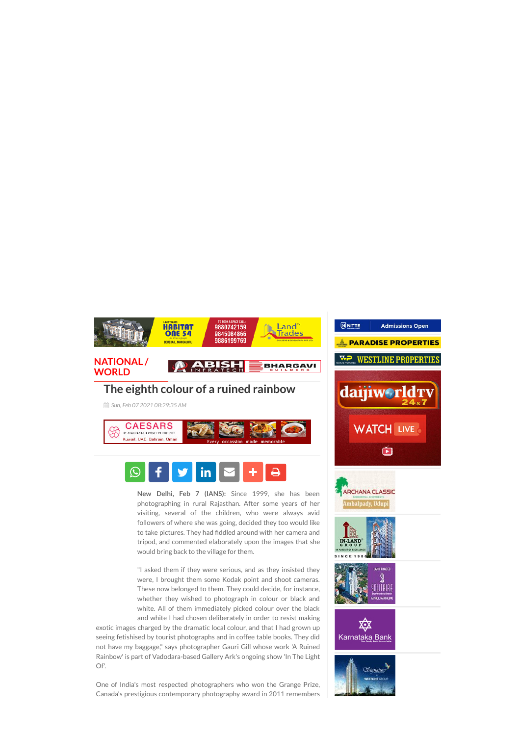NATIONAL / WORLD

# The eighth colour of a ruined rainbow

Sun, Feb 07 2021 08:29:35 AM

**New Delhi, Feb 7 (IANS):** Since 1999, she has been photographing in rural Rajasthan. After some years of her visiting, several of the children, who were always avid followers of where she was going, decided they too would like to take pictures. They had fiddled around with her camera and tripod, and commented elaborately upon the images that she would bring back to the village for them.

"I asked them if they were serious, and as they insisted they were, I brought them some Kodak point and shoot cameras. These now belonged to them. They could decide, for instance, whether they wished to photograph in colour or black and white. All of them immediately picked colour over the black and white I had chosen deliberately in order to resist making exotic images charged by the dramatic local colour, and that I had grown up seeing fetishised by tourist photographs and in coffee table books. They did not have my baggage," says photographer Gauri Gill whose work 'A Ruined Rainbow' is part of Vadodara-based Gallery Ark's ongoing show 'In The Light Of'.

One of India's most respected photographers who won the Grange Prize, Canada's prestigious contemporary photography award in 2011 remembers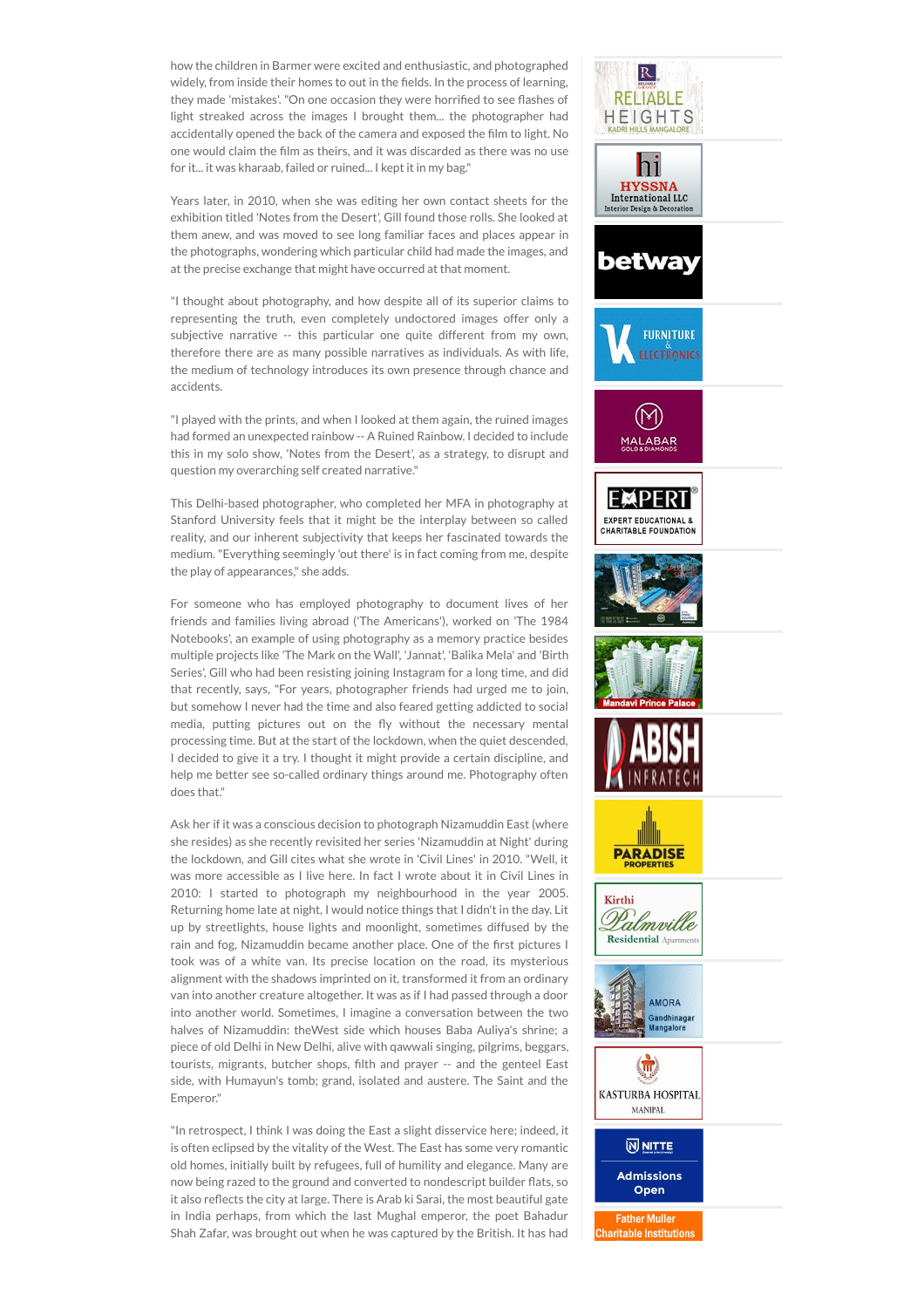how the children in Barmer were excited and enthusiastic, and photographed widely, from inside their homes to out in the fields. In the process of learning, they made 'mistakes'. "On one occasion they were horrified to see flashes of light streaked across the images I brought them... the photographer had accidentally opened the back of the camera and exposed the film to light. No one would claim the film as theirs, and it was discarded as there was no use for it... it was kharaab, failed or ruined... I kept it in my bag."

Years later, in 2010, when she was editing her own contact sheets for the exhibition titled 'Notes from the Desert', Gill found those rolls. She looked at them anew, and was moved to see long familiar faces and places appear in the photographs, wondering which particular child had made the images, and at the precise exchange that might have occurred at that moment.

"I thought about photography, and how despite all of its superior claims to representing the truth, even completely undoctored images offer only a subjective narrative -- this particular one quite different from my own, therefore there are as many possible narratives as individuals. As with life, the medium of technology introduces its own presence through chance and accidents.

"I played with the prints, and when I looked at them again, the ruined images had formed an unexpected rainbow -- A Ruined Rainbow. I decided to include this in my solo show, 'Notes from the Desert', as a strategy, to disrupt and question my overarching self created narrative."

This Delhi-based photographer, who completed her MFA in photography at Stanford University feels that it might be the interplay between so called reality, and our inherent subjectivity that keeps her fascinated towards the medium. "Everything seemingly 'out there' is in fact coming from me, despite the play of appearances," she adds.

For someone who has employed photography to document lives of her friends and families living abroad ('The Americans'), worked on 'The 1984 Notebooks', an example of using photography as a memory practice besides multiple projects like 'The Mark on the Wall', 'Jannat', 'Balika Mela' and 'Birth Series', Gill who had been resisting joining Instagram for a long time, and did that recently, says, "For years, photographer friends had urged me to join, but somehow I never had the time and also feared getting addicted to social media, putting pictures out on the fly without the necessary mental processing time. But at the start of the lockdown, when the quiet descended, I decided to give it a try. I thought it might provide a certain discipline, and help me better see so-called ordinary things around me. Photography often does that."

Ask her if it was a conscious decision to photograph Nizamuddin East (where she resides) as she recently revisited her series 'Nizamuddin at Night' during the lockdown, and Gill cites what she wrote in 'Civil Lines' in 2010. "Well, it was more accessible as I live here. In fact I wrote about it in Civil Lines in 2010: I started to photograph my neighbourhood in the year 2005. Returning home late at night, I would notice things that I didn't in the day. Lit up by streetlights, house lights and moonlight, sometimes diffused by the rain and fog, Nizamuddin became another place. One of the first pictures I took was of a white van. Its precise location on the road, its mysterious alignment with the shadows imprinted on it, transformed it from an ordinary van into another creature altogether. It was as if I had passed through a door into another world. Sometimes, I imagine a conversation between the two halves of Nizamuddin: theWest side which houses Baba Auliya's shrine; a piece of old Delhi in New Delhi, alive with qawwali singing, pilgrims, beggars, tourists, migrants, butcher shops, filth and prayer -- and the genteel East side, with Humayun's tomb; grand, isolated and austere. The Saint and the Emperor."

"In retrospect, I think I was doing the East a slight disservice here; indeed, it is often eclipsed by the vitality of the West. The East has some very romantic old homes, initially built by refugees, full of humility and elegance. Many are now being razed to the ground and converted to nondescript builder flats, so it also reflects the city at large. There is Arab ki Sarai, the most beautiful gate in India perhaps, from which the last Mughal emperor, the poet Bahadur Shah Zafar, was brought out when he was captured by the British. It has had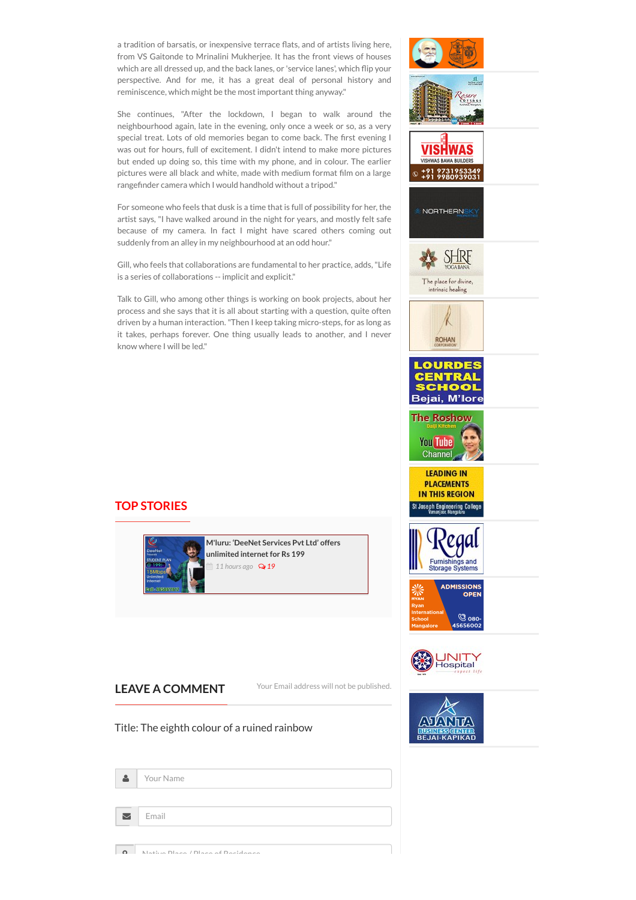a tradition of barsatis, or inexpensive terrace flats, and of artists living here, from VS Gaitonde to Mrinalini Mukherjee. It has the front views of houses which are all dressed up, and the back lanes, or 'service lanes', which flip your perspective. And for me, it has a great deal of personal history and reminiscence, which might be the most important thing anyway."

She continues, "After the lockdown, I began to walk around the neighbourhood again, late in the evening, only once a week or so, as a very special treat. Lots of old memories began to come back. The first evening I was out for hours, full of excitement. I didn't intend to make more pictures but ended up doing so, this time with my phone, and in colour. The earlier pictures were all black and white, made with medium format film on a large rangefinder camera which I would handhold without a tripod."

For someone who feels that dusk is a time that is full of possibility for her, the artist says, "I have walked around in the night for years, and mostly felt safe because of my camera. In fact I might have scared others coming out suddenly from an alley in my neighbourhood at an odd hour."

Gill, who feels that collaborations are fundamental to her practice, adds, "Life is a series of collaborations -- implicit and explicit."

Talk to Gill, who among other things is working on book projects, about her process and she says that it is all about starting with a question, quite often driven by a human interaction. "Then I keep taking micro-steps, for as long as it takes, perhaps forever. One thing usually leads to another, and I never know where I will be led."

## TOP STORIES

M'luru: 'DeeNet Services Pvt Ltd' offers unlimited internet for Rs 199

11 hours ago 19

## LEAVE A COMMENT

Your Email address will not be published.

Title: The eighth colour of a ruined rainbow

Your Name

Email

Native Place / Place of Residence